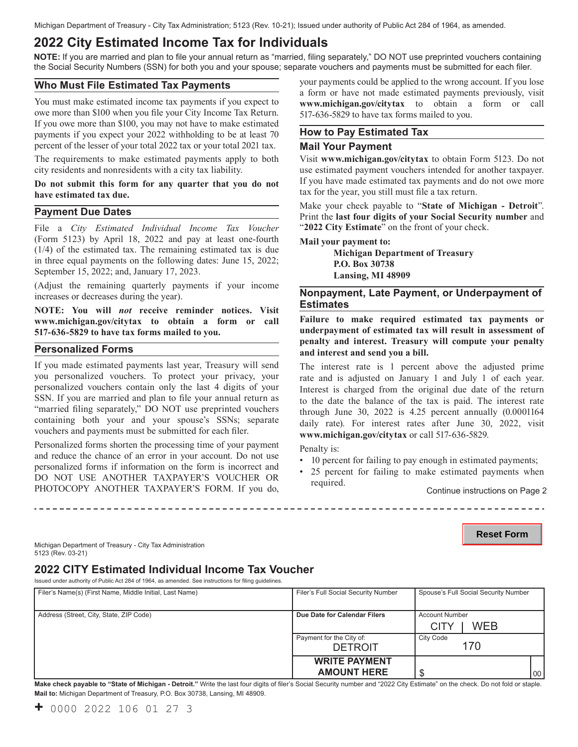Michigan Department of Treasury - City Tax Administration; 5123 (Rev. 10-21); Issued under authority of Public Act 284 of 1964, as amended.

# 2022 City Estimated Income Tax for Individuals

**NOTE:** If you are married and plan to file your annual return as "married, filing separately," DO NOT use preprinted vouchers containing the Social Security Numbers (SSN) for both you and your spouse; separate vouchers and payments must be submitted for each filer.

## Who Must File Estimated Tax Payments

You must make estimated income tax payments if you expect to owe more than $100 when you file your City Income Tax Return. If you owe more than $100, you may not have to make estimated payments if you expect your 2022 withholding to be at least 70 percent of the lesser of your total 2022 tax or your total 2021 tax.

The requirements to make estimated payments apply to both city residents and nonresidents with a city tax liability.

**Do not submit this form for any quarter that you do not have estimated tax due.**

## Payment Due Dates

File a *City Estimated Individual Income Tax Voucher* (Form 5123) by April 18, 2022 and pay at least one-fourth (1/4) of the estimated tax. The remaining estimated tax is due in three equal payments on the following dates: June 15, 2022; September 15, 2022; and, January 17, 2023.

(Adjust the remaining quarterly payments if your income increases or decreases during the year).

**NOTE: You will *not* receive reminder notices. Visit www.michigan.gov/citytax to obtain a form or call 517-636-5829 to have tax forms mailed to you.**

## Personalized Forms

If you made estimated payments last year, Treasury will send you personalized vouchers. To protect your privacy, your personalized vouchers contain only the last 4 digits of your SSN. If you are married and plan to file your annual return as "married filing separately," DO NOT use preprinted vouchers containing both your and your spouse's SSNs; separate vouchers and payments must be submitted for each filer.

Personalized forms shorten the processing time of your payment and reduce the chance of an error in your account. Do not use personalized forms if information on the form is incorrect and DO NOT USE ANOTHER TAXPAYER'S VOUCHER OR PHOTOCOPY ANOTHER TAXPAYER'S FORM. If you do, your payments could be applied to the wrong account. If you lose a form or have not made estimated payments previously, visit **www.michigan.gov/citytax** to obtain a form or call 517-636-5829 to have tax forms mailed to you.

## How to Pay Estimated Tax

### Mail Your Payment

Visit **www.michigan.gov/citytax** to obtain Form 5123. Do not use estimated payment vouchers intended for another taxpayer. If you have made estimated tax payments and do not owe more tax for the year, you still must file a tax return.

Make your check payable to "**State of Michigan - Detroit**". Print the **last four digits of your Social Security number** and "**2022 City Estimate**" on the front of your check.

**Mail your payment to:**

**Michigan Department of Treasury**
**P.O. Box 30738**
**Lansing, MI 48909**

## Nonpayment, Late Payment, or Underpayment of Estimates

**Failure to make required estimated tax payments or underpayment of estimated tax will result in assessment of penalty and interest. Treasury will compute your penalty and interest and send you a bill.**

The interest rate is 1 percent above the adjusted prime rate and is adjusted on January 1 and July 1 of each year. Interest is charged from the original due date of the return to the date the balance of the tax is paid. The interest rate through June 30, 2022 is 4.25 percent annually (0.0001164 daily rate). For interest rates after June 30, 2022, visit **www.michigan.gov/citytax** or call 517-636-5829.

Penalty is:

- 10 percent for failing to pay enough in estimated payments;
- 25 percent for failing to make estimated payments when required.

Continue instructions on Page 2

---

Reset Form

Michigan Department of Treasury - City Tax Administration
5123 (Rev. 03-21)

## 2022 CITY Estimated Individual Income Tax Voucher

Issued under authority of Public Act 284 of 1964, as amended. See instructions for filing guidelines.

| Filer's Name(s) (First Name, Middle Initial, Last Name) | Filer's Full Social Security Number | Spouse's Full Social Security Number |
|---|---|---|
| Address (Street, City, State, ZIP Code) | **Due Date for Calendar Filers** | Account Number: CITY \| WEB |
| | Payment for the City of: DETROIT | City Code: 170 |
| | **WRITE PAYMENT AMOUNT HERE** | $ .00 |

**Make check payable to "State of Michigan - Detroit."** Write the last four digits of filer's Social Security number and "2022 City Estimate" on the check. Do not fold or staple.
**Mail to:** Michigan Department of Treasury, P.O. Box 30738, Lansing, MI 48909.

+ 0000 2022 106 01 27 3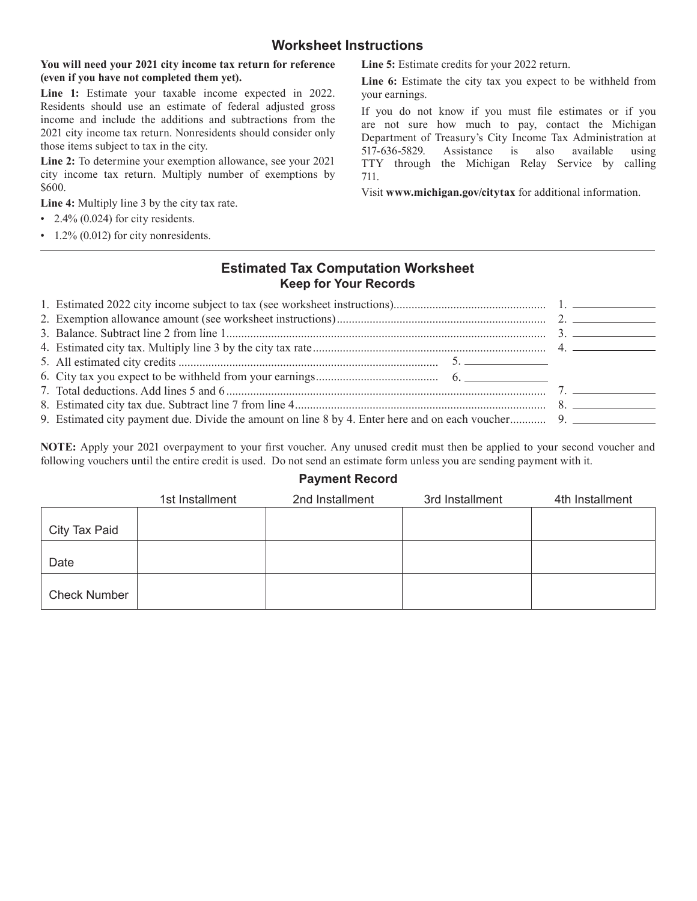## Worksheet Instructions

**You will need your 2021 city income tax return for reference (even if you have not completed them yet).**

**Line 1:** Estimate your taxable income expected in 2022. Residents should use an estimate of federal adjusted gross income and include the additions and subtractions from the 2021 city income tax return. Nonresidents should consider only those items subject to tax in the city.

**Line 2:** To determine your exemption allowance, see your 2021 city income tax return. Multiply number of exemptions by $600.

**Line 4:** Multiply line 3 by the city tax rate.

- 2.4% (0.024) for city residents.
- 1.2% (0.012) for city nonresidents.

**Line 5:** Estimate credits for your 2022 return.

**Line 6:** Estimate the city tax you expect to be withheld from your earnings.

If you do not know if you must file estimates or if you are not sure how much to pay, contact the Michigan Department of Treasury's City Income Tax Administration at 517-636-5829. Assistance is also available using TTY through the Michigan Relay Service by calling 711.

Visit **www.michigan.gov/citytax** for additional information.

## Estimated Tax Computation Worksheet
### Keep for Your Records

1. Estimated 2022 city income subject to tax (see worksheet instructions) .......... 1. ______
2. Exemption allowance amount (see worksheet instructions) .......... 2. ______
3. Balance. Subtract line 2 from line 1 .......... 3. ______
4. Estimated city tax. Multiply line 3 by the city tax rate .......... 4. ______
5. All estimated city credits .......... 5. ______
6. City tax you expect to be withheld from your earnings .......... 6. ______
7. Total deductions. Add lines 5 and 6 .......... 7. ______
8. Estimated city tax due. Subtract line 7 from line 4 .......... 8. ______
9. Estimated city payment due. Divide the amount on line 8 by 4. Enter here and on each voucher .......... 9. ______

**NOTE:** Apply your 2021 overpayment to your first voucher. Any unused credit must then be applied to your second voucher and following vouchers until the entire credit is used. Do not send an estimate form unless you are sending payment with it.

### Payment Record

| | 1st Installment | 2nd Installment | 3rd Installment | 4th Installment |
|---|---|---|---|---|
| City Tax Paid | | | | |
| Date | | | | |
| Check Number | | | | |